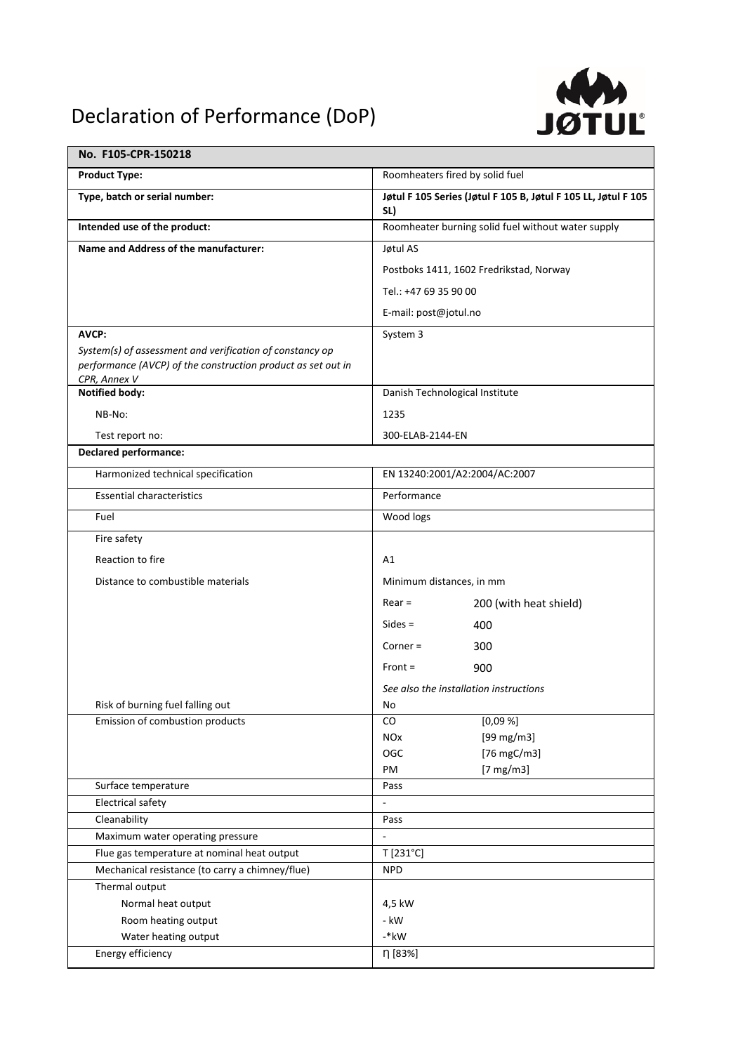# Declaration of Performance (DoP)

| No. F105-CPR-150218 | | |
|---|---|---|
| **Product Type:** | Roomheaters fired by solid fuel | |
| **Type, batch or serial number:** | **Jøtul F 105 Series (Jøtul F 105 B, Jøtul F 105 LL, Jøtul F 105 SL)** | |
| **Intended use of the product:** | Roomheater burning solid fuel without water supply | |
| **Name and Address of the manufacturer:** | Jøtul AS | |
| | Postboks 1411, 1602 Fredrikstad, Norway | |
| | Tel.: +47 69 35 90 00 | |
| | E-mail: post@jotul.no | |
| **AVCP:** *System(s) of assessment and verification of constancy op performance (AVCP) of the construction product as set out in CPR, Annex V* | System 3 | |
| **Notified body:** | Danish Technological Institute | |
| NB-No: | 1235 | |
| Test report no: | 300-ELAB-2144-EN | |
| **Declared performance:** | | |
| Harmonized technical specification | EN 13240:2001/A2:2004/AC:2007 | |
| Essential characteristics | Performance | |
| Fuel | Wood logs | |
| Fire safety | | |
| Reaction to fire | A1 | |
| Distance to combustible materials | Minimum distances, in mm | |
| | Rear = | 200 (with heat shield) |
| | Sides = | 400 |
| | Corner = | 300 |
| | Front = | 900 |
| | *See also the installation instructions* | |
| Risk of burning fuel falling out | No | |
| Emission of combustion products | CO | [0,09 %] |
| | NOx | [99 mg/m3] |
| | OGC | [76 mgC/m3] |
| | PM | [7 mg/m3] |
| Surface temperature | Pass | |
| Electrical safety | - | |
| Cleanability | Pass | |
| Maximum water operating pressure | - | |
| Flue gas temperature at nominal heat output | T [231°C] | |
| Mechanical resistance (to carry a chimney/flue) | NPD | |
| Thermal output | | |
| Normal heat output | 4,5 kW | |
| Room heating output | - kW | |
| Water heating output | -*kW | |
| Energy efficiency | η [83%] | |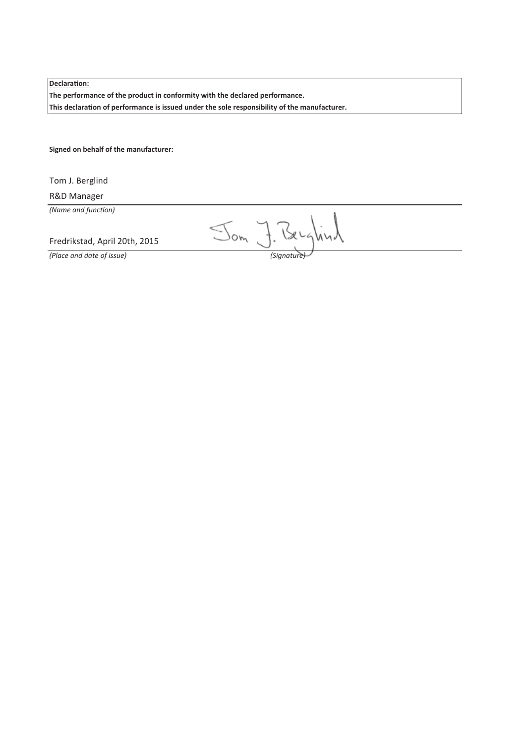**Declaration:**

**The performance of the product in conformity with the declared performance.**

**This declaration of performance is issued under the sole responsibility of the manufacturer.**

**Signed on behalf of the manufacturer:**

Tom J. Berglind

R&D Manager

*(Name and function)*

Fredrikstad, April 20th, 2015

*(Place and date of issue)* *(Signature)*